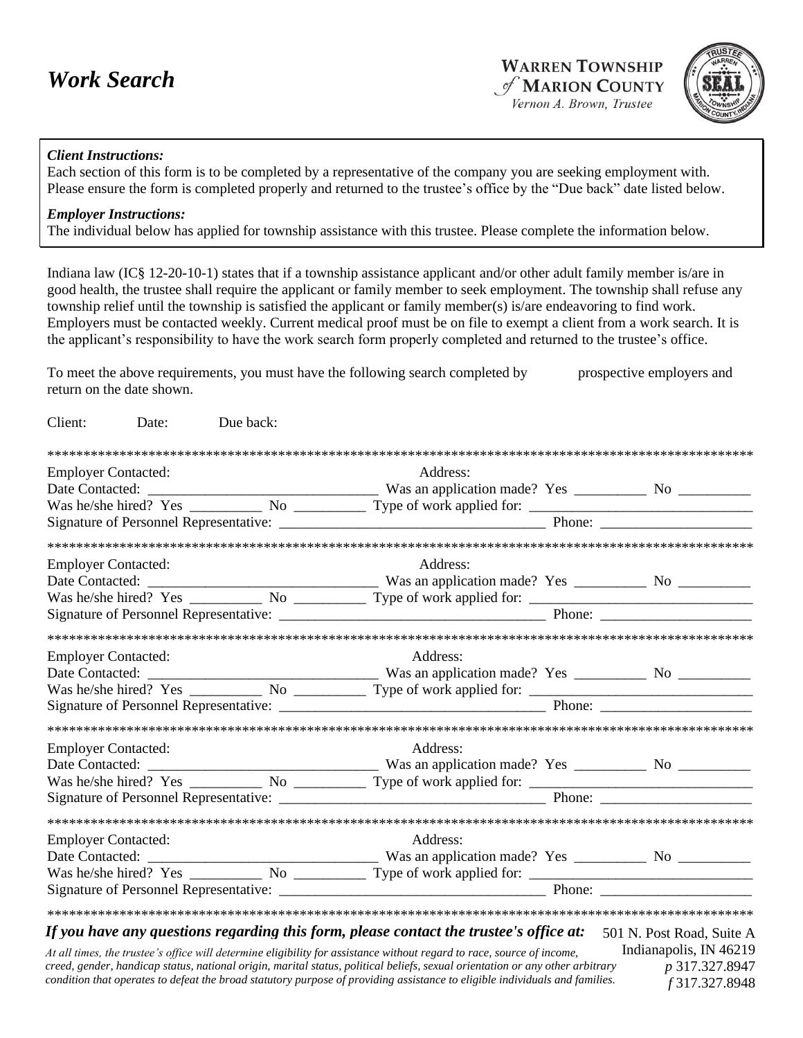# Work Search

**WARREN TOWNSHIP**
*of* **MARION COUNTY**
*Vernon A. Brown, Trustee*

***Client Instructions:***
Each section of this form is to be completed by a representative of the company you are seeking employment with. Please ensure the form is completed properly and returned to the trustee's office by the "Due back" date listed below.

***Employer Instructions:***
The individual below has applied for township assistance with this trustee. Please complete the information below.

Indiana law (IC§ 12-20-10-1) states that if a township assistance applicant and/or other adult family member is/are in good health, the trustee shall require the applicant or family member to seek employment. The township shall refuse any township relief until the township is satisfied the applicant or family member(s) is/are endeavoring to find work. Employers must be contacted weekly. Current medical proof must be on file to exempt a client from a work search. It is the applicant's responsibility to have the work search form properly completed and returned to the trustee's office.

To meet the above requirements, you must have the following search completed by prospective employers and return on the date shown.

Client: Date: Due back:

****************************************************************************************************

Employer Contacted: Address:
Date Contacted: ______________________________ Was an application made? Yes __________ No __________
Was he/she hired? Yes __________ No __________ Type of work applied for: ______________________________
Signature of Personnel Representative: ____________________________________ Phone: ____________________

****************************************************************************************************

Employer Contacted: Address:
Date Contacted: ______________________________ Was an application made? Yes __________ No __________
Was he/she hired? Yes __________ No __________ Type of work applied for: ______________________________
Signature of Personnel Representative: ____________________________________ Phone: ____________________

****************************************************************************************************

Employer Contacted: Address:
Date Contacted: ______________________________ Was an application made? Yes __________ No __________
Was he/she hired? Yes __________ No __________ Type of work applied for: ______________________________
Signature of Personnel Representative: ____________________________________ Phone: ____________________

****************************************************************************************************

Employer Contacted: Address:
Date Contacted: ______________________________ Was an application made? Yes __________ No __________
Was he/she hired? Yes __________ No __________ Type of work applied for: ______________________________
Signature of Personnel Representative: ____________________________________ Phone: ____________________

****************************************************************************************************

Employer Contacted: Address:
Date Contacted: ______________________________ Was an application made? Yes __________ No __________
Was he/she hired? Yes __________ No __________ Type of work applied for: ______________________________
Signature of Personnel Representative: ____________________________________ Phone: ____________________

****************************************************************************************************

***If you have any questions regarding this form, please contact the trustee's office at:***

501 N. Post Road, Suite A
Indianapolis, IN 46219
*p* 317.327.8947
*f* 317.327.8948

*At all times, the trustee's office will determine eligibility for assistance without regard to race, source of income, creed, gender, handicap status, national origin, marital status, political beliefs, sexual orientation or any other arbitrary condition that operates to defeat the broad statutory purpose of providing assistance to eligible individuals and families.*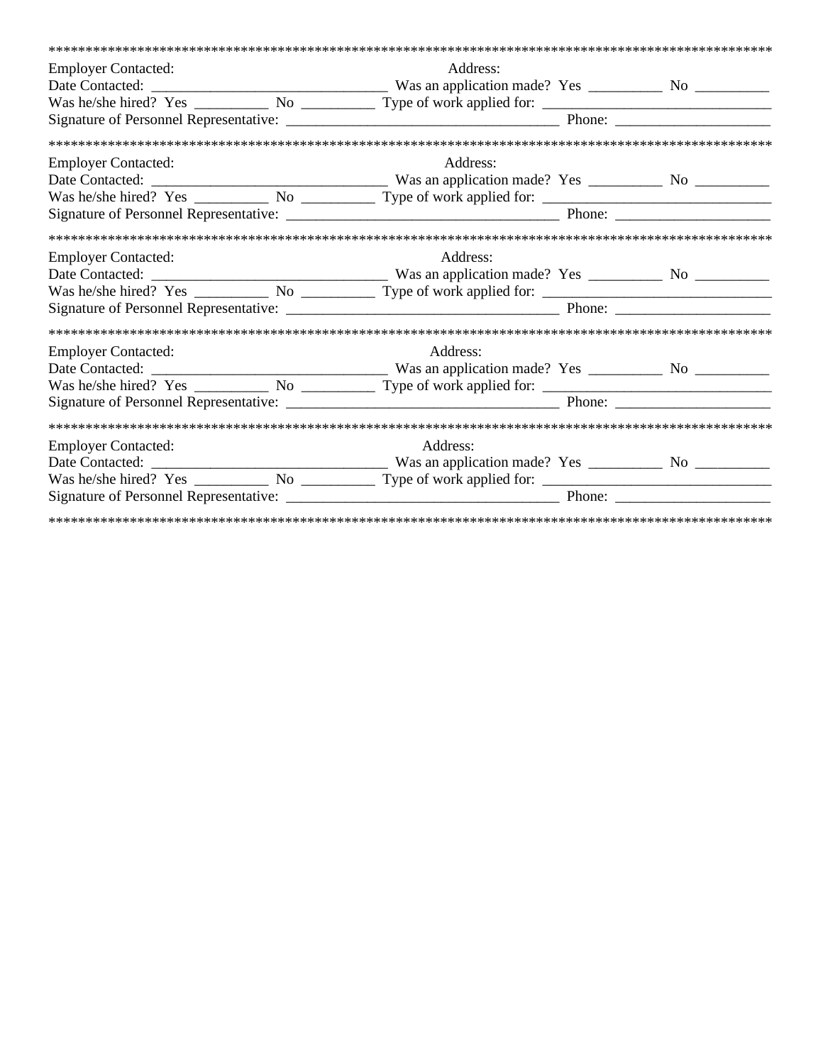****************************************************************************************************

Employer Contacted: Address:
Date Contacted: ________________________________ Was an application made? Yes __________ No __________
Was he/she hired? Yes __________ No __________ Type of work applied for: ________________________________
Signature of Personnel Representative: ____________________________________ Phone: ______________________

****************************************************************************************************

Employer Contacted: Address:
Date Contacted: ________________________________ Was an application made? Yes __________ No __________
Was he/she hired? Yes __________ No __________ Type of work applied for: ________________________________
Signature of Personnel Representative: ____________________________________ Phone: ______________________

****************************************************************************************************

Employer Contacted: Address:
Date Contacted: ________________________________ Was an application made? Yes __________ No __________
Was he/she hired? Yes __________ No __________ Type of work applied for: ________________________________
Signature of Personnel Representative: ____________________________________ Phone: ______________________

****************************************************************************************************

Employer Contacted: Address:
Date Contacted: ________________________________ Was an application made? Yes __________ No __________
Was he/she hired? Yes __________ No __________ Type of work applied for: ________________________________
Signature of Personnel Representative: ____________________________________ Phone: ______________________

****************************************************************************************************

Employer Contacted: Address:
Date Contacted: ________________________________ Was an application made? Yes __________ No __________
Was he/she hired? Yes __________ No __________ Type of work applied for: ________________________________
Signature of Personnel Representative: ____________________________________ Phone: ______________________

****************************************************************************************************